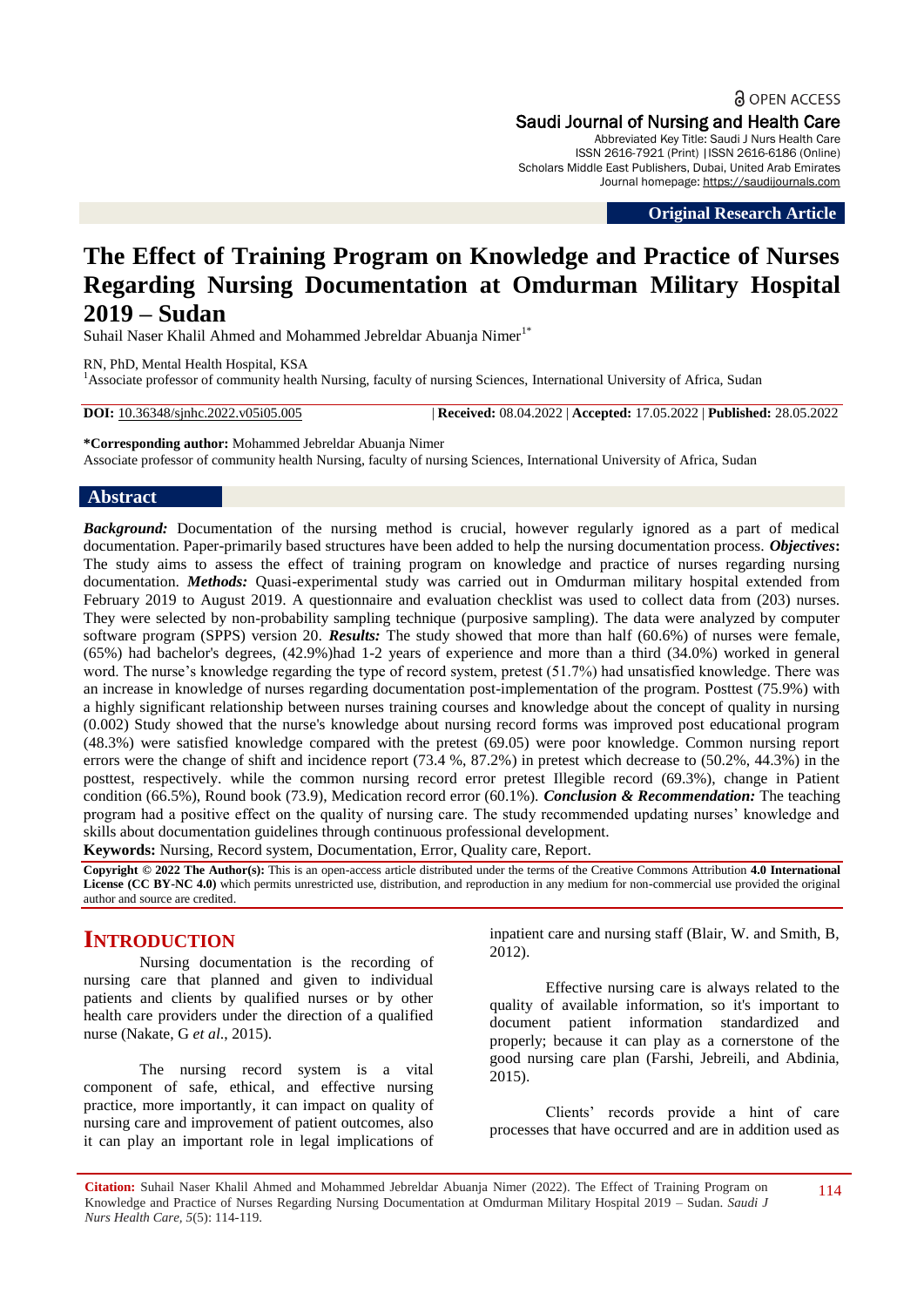Original Research Article

# The Effect of Training Program on Knowledge and Practice of Nurses Regarding Nursing Documentation at Omdurman Military Hospital 2019 – Sudan

Suhail Naser Khalil Ahmed and Mohammed Jebreldar Abuanja Nimer[1*]

RN, PhD, Mental Health Hospital, KSA

[1]Associate professor of community health Nursing, faculty of nursing Sciences, International University of Africa, Sudan

**DOI:** 10.36348/sjnhc.2022.v05i05.005 | **Received:** 08.04.2022 | **Accepted:** 17.05.2022 | **Published:** 28.05.2022

**\*Corresponding author:** Mohammed Jebreldar Abuanja Nimer
Associate professor of community health Nursing, faculty of nursing Sciences, International University of Africa, Sudan

## Abstract

***Background:*** Documentation of the nursing method is crucial, however regularly ignored as a part of medical documentation. Paper-primarily based structures have been added to help the nursing documentation process. ***Objectives:*** The study aims to assess the effect of training program on knowledge and practice of nurses regarding nursing documentation. ***Methods:*** Quasi-experimental study was carried out in Omdurman military hospital extended from February 2019 to August 2019. A questionnaire and evaluation checklist was used to collect data from (203) nurses. They were selected by non-probability sampling technique (purposive sampling). The data were analyzed by computer software program (SPPS) version 20. ***Results:*** The study showed that more than half (60.6%) of nurses were female, (65%) had bachelor's degrees, (42.9%)had 1-2 years of experience and more than a third (34.0%) worked in general word. The nurse's knowledge regarding the type of record system, pretest (51.7%) had unsatisfied knowledge. There was an increase in knowledge of nurses regarding documentation post-implementation of the program. Posttest (75.9%) with a highly significant relationship between nurses training courses and knowledge about the concept of quality in nursing (0.002) Study showed that the nurse's knowledge about nursing record forms was improved post educational program (48.3%) were satisfied knowledge compared with the pretest (69.05) were poor knowledge. Common nursing report errors were the change of shift and incidence report (73.4 %, 87.2%) in pretest which decrease to (50.2%, 44.3%) in the posttest, respectively. while the common nursing record error pretest Illegible record (69.3%), change in Patient condition (66.5%), Round book (73.9), Medication record error (60.1%). ***Conclusion & Recommendation:*** The teaching program had a positive effect on the quality of nursing care. The study recommended updating nurses' knowledge and skills about documentation guidelines through continuous professional development.

**Keywords:** Nursing, Record system, Documentation, Error, Quality care, Report.

**Copyright © 2022 The Author(s):** This is an open-access article distributed under the terms of the Creative Commons Attribution **4.0 International License (CC BY-NC 4.0)** which permits unrestricted use, distribution, and reproduction in any medium for non-commercial use provided the original author and source are credited.

## INTRODUCTION

Nursing documentation is the recording of nursing care that planned and given to individual patients and clients by qualified nurses or by other health care providers under the direction of a qualified nurse (Nakate, G *et al.*, 2015).

The nursing record system is a vital component of safe, ethical, and effective nursing practice, more importantly, it can impact on quality of nursing care and improvement of patient outcomes, also it can play an important role in legal implications of inpatient care and nursing staff (Blair, W. and Smith, B, 2012).

Effective nursing care is always related to the quality of available information, so it's important to document patient information standardized and properly; because it can play as a cornerstone of the good nursing care plan (Farshi, Jebreili, and Abdinia, 2015).

Clients' records provide a hint of care processes that have occurred and are in addition used as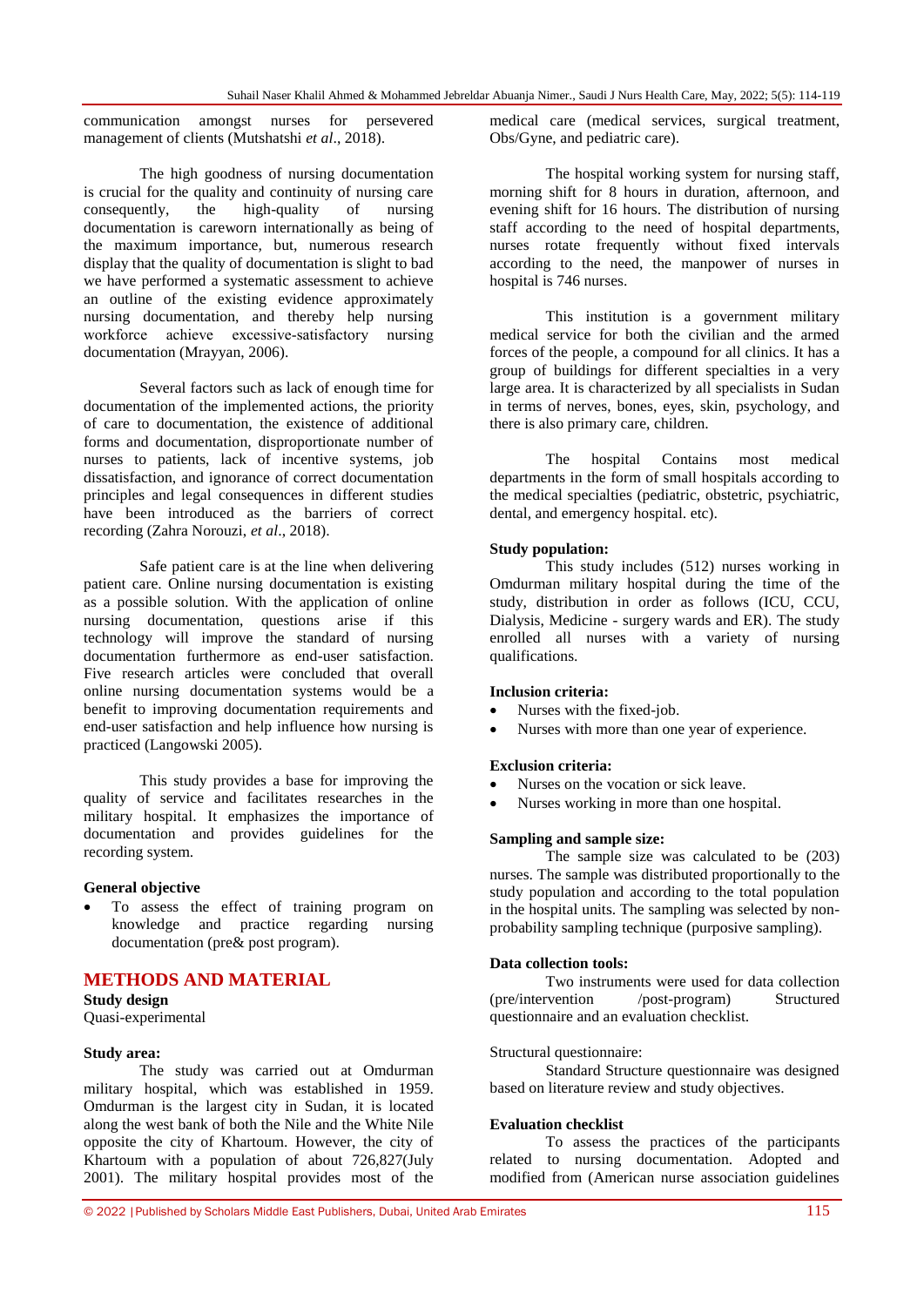communication amongst nurses for persevered management of clients (Mutshatshi *et al*., 2018).

The high goodness of nursing documentation is crucial for the quality and continuity of nursing care consequently, the high-quality of nursing documentation is careworn internationally as being of the maximum importance, but, numerous research display that the quality of documentation is slight to bad we have performed a systematic assessment to achieve an outline of the existing evidence approximately nursing documentation, and thereby help nursing workforce achieve excessive-satisfactory nursing documentation (Mrayyan, 2006).

Several factors such as lack of enough time for documentation of the implemented actions, the priority of care to documentation, the existence of additional forms and documentation, disproportionate number of nurses to patients, lack of incentive systems, job dissatisfaction, and ignorance of correct documentation principles and legal consequences in different studies have been introduced as the barriers of correct recording (Zahra Norouzi, *et al*., 2018).

Safe patient care is at the line when delivering patient care. Online nursing documentation is existing as a possible solution. With the application of online nursing documentation, questions arise if this technology will improve the standard of nursing documentation furthermore as end-user satisfaction. Five research articles were concluded that overall online nursing documentation systems would be a benefit to improving documentation requirements and end-user satisfaction and help influence how nursing is practiced (Langowski 2005).

This study provides a base for improving the quality of service and facilitates researches in the military hospital. It emphasizes the importance of documentation and provides guidelines for the recording system.

**General objective**

- To assess the effect of training program on knowledge and practice regarding nursing documentation (pre& post program).

## METHODS AND MATERIAL

**Study design**

Quasi-experimental

**Study area:**

The study was carried out at Omdurman military hospital, which was established in 1959. Omdurman is the largest city in Sudan, it is located along the west bank of both the Nile and the White Nile opposite the city of Khartoum. However, the city of Khartoum with a population of about 726,827(July 2001). The military hospital provides most of the medical care (medical services, surgical treatment, Obs/Gyne, and pediatric care).

The hospital working system for nursing staff, morning shift for 8 hours in duration, afternoon, and evening shift for 16 hours. The distribution of nursing staff according to the need of hospital departments, nurses rotate frequently without fixed intervals according to the need, the manpower of nurses in hospital is 746 nurses.

This institution is a government military medical service for both the civilian and the armed forces of the people, a compound for all clinics. It has a group of buildings for different specialties in a very large area. It is characterized by all specialists in Sudan in terms of nerves, bones, eyes, skin, psychology, and there is also primary care, children.

The hospital Contains most medical departments in the form of small hospitals according to the medical specialties (pediatric, obstetric, psychiatric, dental, and emergency hospital. etc).

**Study population:**

This study includes (512) nurses working in Omdurman military hospital during the time of the study, distribution in order as follows (ICU, CCU, Dialysis, Medicine - surgery wards and ER). The study enrolled all nurses with a variety of nursing qualifications.

**Inclusion criteria:**

- Nurses with the fixed-job.
- Nurses with more than one year of experience.

**Exclusion criteria:**

- Nurses on the vocation or sick leave.
- Nurses working in more than one hospital.

**Sampling and sample size:**

The sample size was calculated to be (203) nurses. The sample was distributed proportionally to the study population and according to the total population in the hospital units. The sampling was selected by non-probability sampling technique (purposive sampling).

**Data collection tools:**

Two instruments were used for data collection (pre/intervention /post-program) Structured questionnaire and an evaluation checklist.

Structural questionnaire:

Standard Structure questionnaire was designed based on literature review and study objectives.

**Evaluation checklist**

To assess the practices of the participants related to nursing documentation. Adopted and modified from (American nurse association guidelines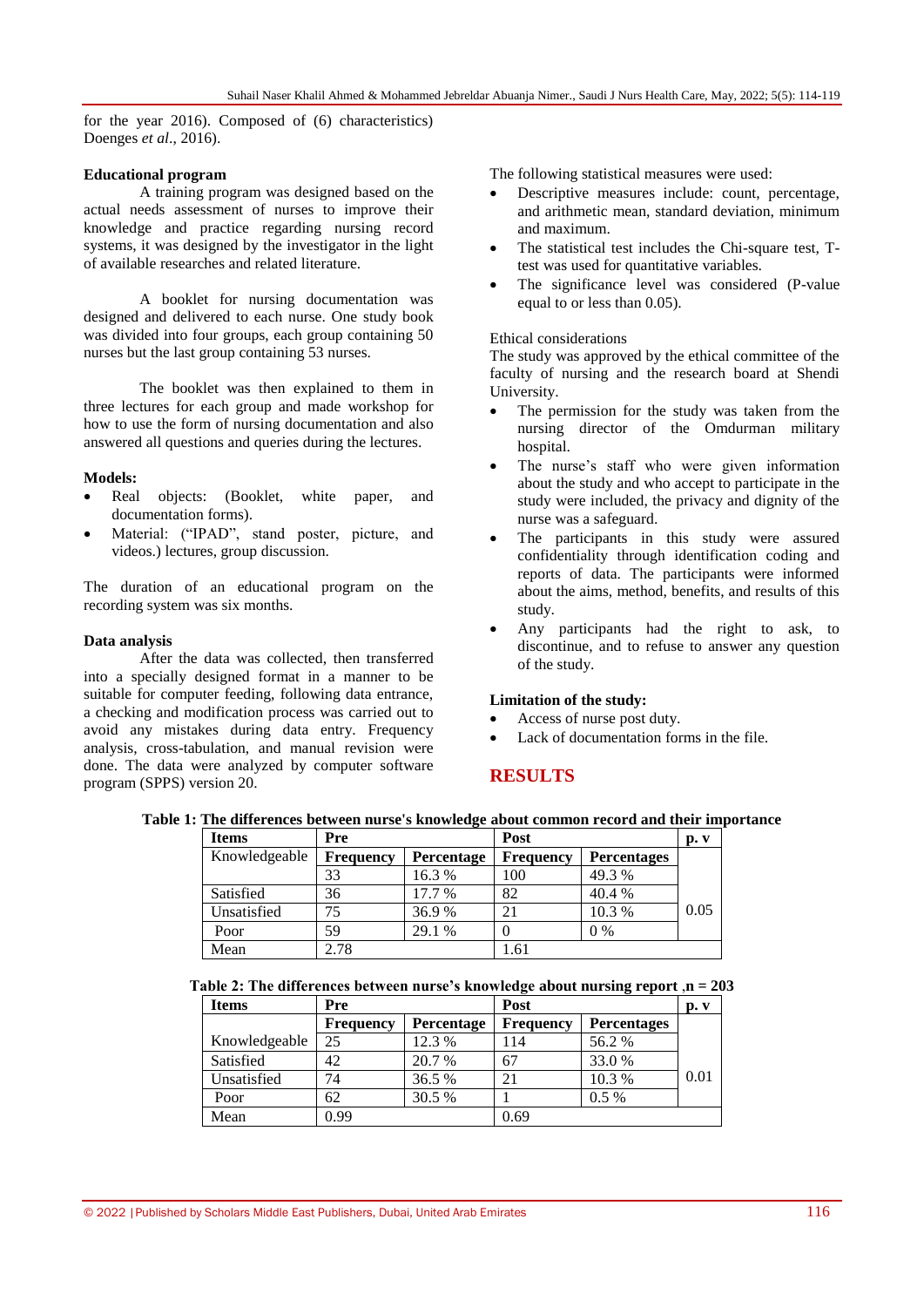for the year 2016). Composed of (6) characteristics) Doenges *et al*., 2016).

**Educational program**

A training program was designed based on the actual needs assessment of nurses to improve their knowledge and practice regarding nursing record systems, it was designed by the investigator in the light of available researches and related literature.

A booklet for nursing documentation was designed and delivered to each nurse. One study book was divided into four groups, each group containing 50 nurses but the last group containing 53 nurses.

The booklet was then explained to them in three lectures for each group and made workshop for how to use the form of nursing documentation and also answered all questions and queries during the lectures.

**Models:**

- Real objects: (Booklet, white paper, and documentation forms).
- Material: ("IPAD", stand poster, picture, and videos.) lectures, group discussion.

The duration of an educational program on the recording system was six months.

**Data analysis**

After the data was collected, then transferred into a specially designed format in a manner to be suitable for computer feeding, following data entrance, a checking and modification process was carried out to avoid any mistakes during data entry. Frequency analysis, cross-tabulation, and manual revision were done. The data were analyzed by computer software program (SPPS) version 20.

The following statistical measures were used:

- Descriptive measures include: count, percentage, and arithmetic mean, standard deviation, minimum and maximum.
- The statistical test includes the Chi-square test, T-test was used for quantitative variables.
- The significance level was considered (P-value equal to or less than 0.05).

Ethical considerations

The study was approved by the ethical committee of the faculty of nursing and the research board at Shendi University.

- The permission for the study was taken from the nursing director of the Omdurman military hospital.
- The nurse's staff who were given information about the study and who accept to participate in the study were included, the privacy and dignity of the nurse was a safeguard.
- The participants in this study were assured confidentiality through identification coding and reports of data. The participants were informed about the aims, method, benefits, and results of this study.
- Any participants had the right to ask, to discontinue, and to refuse to answer any question of the study.

**Limitation of the study:**

- Access of nurse post duty.
- Lack of documentation forms in the file.

## RESULTS

**Table 1: The differences between nurse's knowledge about common record and their importance**

| Items | Pre | | Post | | p. v |
|---|---|---|---|---|---|
| Knowledgeable | Frequency | Percentage | Frequency | Percentages | |
| | 33 | 16.3 % | 100 | 49.3 % | |
| Satisfied | 36 | 17.7 % | 82 | 40.4 % | |
| Unsatisfied | 75 | 36.9 % | 21 | 10.3 % | 0.05 |
| Poor | 59 | 29.1 % | 0 | 0 % | |
| Mean | 2.78 | | 1.61 | | |

**Table 2: The differences between nurse's knowledge about nursing report ,n = 203**

| Items | Pre | | Post | | p. v |
|---|---|---|---|---|---|
| | Frequency | Percentage | Frequency | Percentages | |
| Knowledgeable | 25 | 12.3 % | 114 | 56.2 % | |
| Satisfied | 42 | 20.7 % | 67 | 33.0 % | |
| Unsatisfied | 74 | 36.5 % | 21 | 10.3 % | 0.01 |
| Poor | 62 | 30.5 % | 1 | 0.5 % | |
| Mean | 0.99 | | 0.69 | | |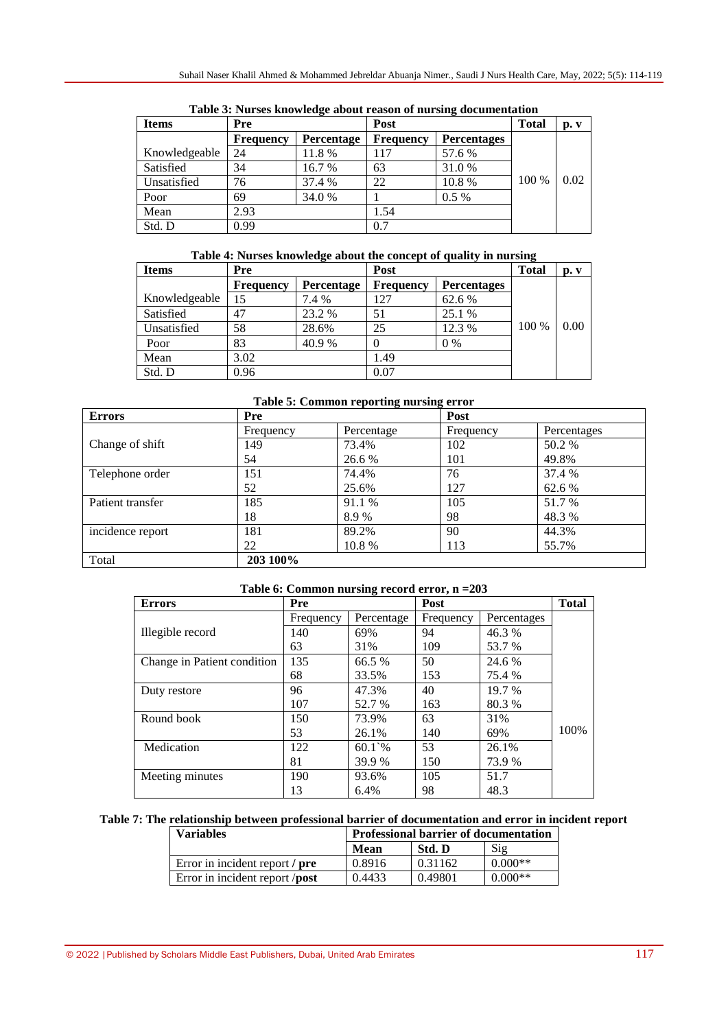**Table 3: Nurses knowledge about reason of nursing documentation**

| Items | Pre | | Post | | Total | p. v |
|---|---|---|---|---|---|---|
| | Frequency | Percentage | Frequency | Percentages | | |
| Knowledgeable | 24 | 11.8 % | 117 | 57.6 % | 100 % | 0.02 |
| Satisfied | 34 | 16.7 % | 63 | 31.0 % | | |
| Unsatisfied | 76 | 37.4 % | 22 | 10.8 % | | |
| Poor | 69 | 34.0 % | 1 | 0.5 % | | |
| Mean | 2.93 | | 1.54 | | | |
| Std. D | 0.99 | | 0.7 | | | |

**Table 4: Nurses knowledge about the concept of quality in nursing**

| Items | Pre | | Post | | Total | p. v |
|---|---|---|---|---|---|---|
| | Frequency | Percentage | Frequency | Percentages | | |
| Knowledgeable | 15 | 7.4 % | 127 | 62.6 % | 100 % | 0.00 |
| Satisfied | 47 | 23.2 % | 51 | 25.1 % | | |
| Unsatisfied | 58 | 28.6% | 25 | 12.3 % | | |
| Poor | 83 | 40.9 % | 0 | 0 % | | |
| Mean | 3.02 | | 1.49 | | | |
| Std. D | 0.96 | | 0.07 | | | |

**Table 5: Common reporting nursing error**

| Errors | Pre | | Post | |
|---|---|---|---|---|
| | Frequency | Percentage | Frequency | Percentages |
| Change of shift | 149 | 73.4% | 102 | 50.2 % |
| | 54 | 26.6 % | 101 | 49.8% |
| Telephone order | 151 | 74.4% | 76 | 37.4 % |
| | 52 | 25.6% | 127 | 62.6 % |
| Patient transfer | 185 | 91.1 % | 105 | 51.7 % |
| | 18 | 8.9 % | 98 | 48.3 % |
| incidence report | 181 | 89.2% | 90 | 44.3% |
| | 22 | 10.8 % | 113 | 55.7% |
| Total | **203 100%** | | | |

**Table 6: Common nursing record error, n =203**

| Errors | Pre | | Post | | Total |
|---|---|---|---|---|---|
| | Frequency | Percentage | Frequency | Percentages | |
| Illegible record | 140 | 69% | 94 | 46.3 % | 100% |
| | 63 | 31% | 109 | 53.7 % | |
| Change in Patient condition | 135 | 66.5 % | 50 | 24.6 % | |
| | 68 | 33.5% | 153 | 75.4 % | |
| Duty restore | 96 | 47.3% | 40 | 19.7 % | |
| | 107 | 52.7 % | 163 | 80.3 % | |
| Round book | 150 | 73.9% | 63 | 31% | |
| | 53 | 26.1% | 140 | 69% | |
| Medication | 122 | 60.1`% | 53 | 26.1% | |
| | 81 | 39.9 % | 150 | 73.9 % | |
| Meeting minutes | 190 | 93.6% | 105 | 51.7 | |
| | 13 | 6.4% | 98 | 48.3 | |

**Table 7: The relationship between professional barrier of documentation and error in incident report**

| Variables | Professional barrier of documentation | | |
|---|---|---|---|
| | **Mean** | **Std. D** | Sig |
| Error in incident report / **pre** | 0.8916 | 0.31162 | 0.000** |
| Error in incident report /**post** | 0.4433 | 0.49801 | 0.000** |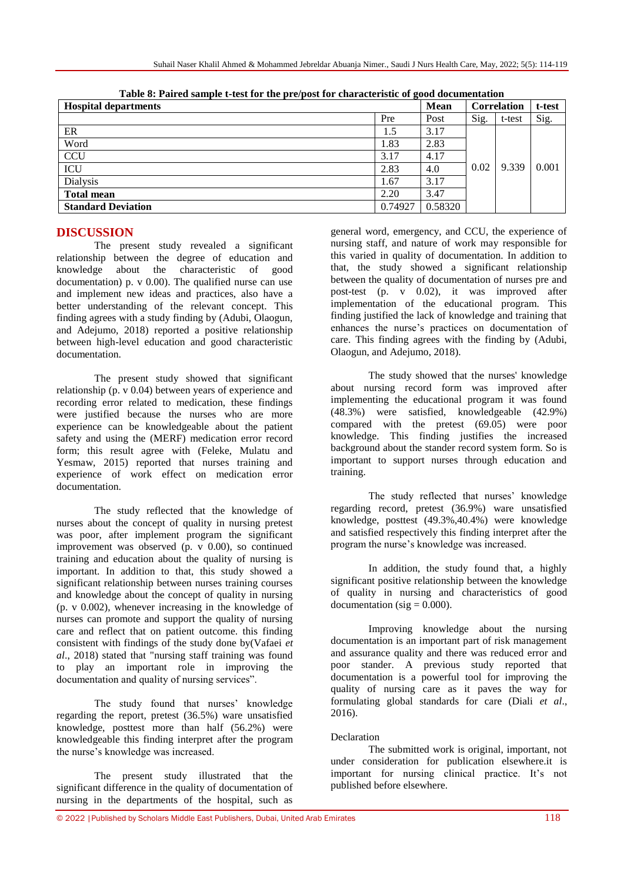**Table 8: Paired sample t-test for the pre/post for characteristic of good documentation**

| Hospital departments | Mean | | Correlation | | t-test |
|---|---|---|---|---|---|
| | Pre | Post | Sig. | t-test | Sig. |
| ER | 1.5 | 3.17 | 0.02 | 9.339 | 0.001 |
| Word | 1.83 | 2.83 | | | |
| CCU | 3.17 | 4.17 | | | |
| ICU | 2.83 | 4.0 | | | |
| Dialysis | 1.67 | 3.17 | | | |
| **Total mean** | 2.20 | 3.47 | | | |
| **Standard Deviation** | 0.74927 | 0.58320 | | | |

## DISCUSSION

The present study revealed a significant relationship between the degree of education and knowledge about the characteristic of good documentation) p. v 0.00). The qualified nurse can use and implement new ideas and practices, also have a better understanding of the relevant concept. This finding agrees with a study finding by (Adubi, Olaogun, and Adejumo, 2018) reported a positive relationship between high-level education and good characteristic documentation.

The present study showed that significant relationship (p. v 0.04) between years of experience and recording error related to medication, these findings were justified because the nurses who are more experience can be knowledgeable about the patient safety and using the (MERF) medication error record form; this result agree with (Feleke, Mulatu and Yesmaw, 2015) reported that nurses training and experience of work effect on medication error documentation.

The study reflected that the knowledge of nurses about the concept of quality in nursing pretest was poor, after implement program the significant improvement was observed (p. v 0.00), so continued training and education about the quality of nursing is important. In addition to that, this study showed a significant relationship between nurses training courses and knowledge about the concept of quality in nursing (p. v 0.002), whenever increasing in the knowledge of nurses can promote and support the quality of nursing care and reflect that on patient outcome. this finding consistent with findings of the study done by(Vafaei *et al*., 2018) stated that "nursing staff training was found to play an important role in improving the documentation and quality of nursing services".

The study found that nurses' knowledge regarding the report, pretest (36.5%) ware unsatisfied knowledge, posttest more than half (56.2%) were knowledgeable this finding interpret after the program the nurse's knowledge was increased.

The present study illustrated that the significant difference in the quality of documentation of nursing in the departments of the hospital, such as general word, emergency, and CCU, the experience of nursing staff, and nature of work may responsible for this varied in quality of documentation. In addition to that, the study showed a significant relationship between the quality of documentation of nurses pre and post-test (p. v 0.02), it was improved after implementation of the educational program. This finding justified the lack of knowledge and training that enhances the nurse's practices on documentation of care. This finding agrees with the finding by (Adubi, Olaogun, and Adejumo, 2018).

The study showed that the nurses' knowledge about nursing record form was improved after implementing the educational program it was found (48.3%) were satisfied, knowledgeable (42.9%) compared with the pretest (69.05) were poor knowledge. This finding justifies the increased background about the stander record system form. So is important to support nurses through education and training.

The study reflected that nurses' knowledge regarding record, pretest (36.9%) ware unsatisfied knowledge, posttest (49.3%,40.4%) were knowledge and satisfied respectively this finding interpret after the program the nurse's knowledge was increased.

In addition, the study found that, a highly significant positive relationship between the knowledge of quality in nursing and characteristics of good documentation (sig = 0.000).

Improving knowledge about the nursing documentation is an important part of risk management and assurance quality and there was reduced error and poor stander. A previous study reported that documentation is a powerful tool for improving the quality of nursing care as it paves the way for formulating global standards for care (Diali *et al*., 2016).

Declaration

The submitted work is original, important, not under consideration for publication elsewhere.it is important for nursing clinical practice. It's not published before elsewhere.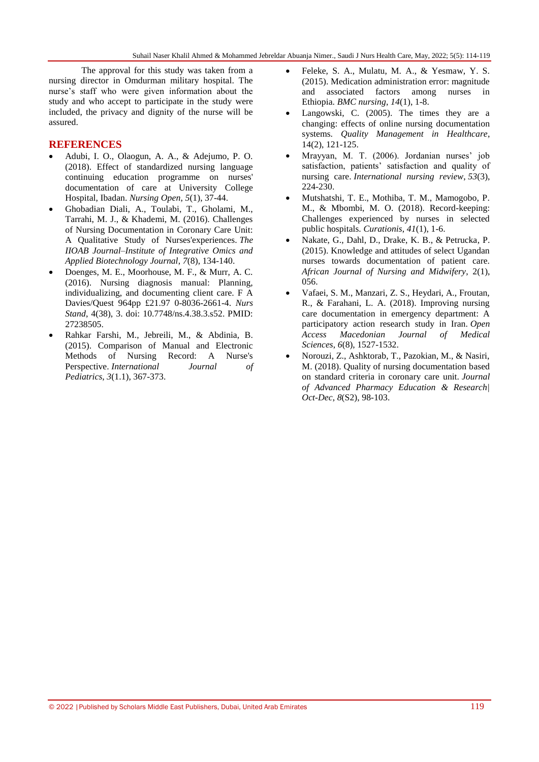The approval for this study was taken from a nursing director in Omdurman military hospital. The nurse's staff who were given information about the study and who accept to participate in the study were included, the privacy and dignity of the nurse will be assured.

## REFERENCES

- Adubi, I. O., Olaogun, A. A., & Adejumo, P. O. (2018). Effect of standardized nursing language continuing education programme on nurses' documentation of care at University College Hospital, Ibadan. *Nursing Open*, *5*(1), 37-44.
- Ghobadian Diali, A., Toulabi, T., Gholami, M., Tarrahi, M. J., & Khademi, M. (2016). Challenges of Nursing Documentation in Coronary Care Unit: A Qualitative Study of Nurses'experiences. *The IIOAB Journal–Institute of Integrative Omics and Applied Biotechnology Journal*, *7*(8), 134-140.
- Doenges, M. E., Moorhouse, M. F., & Murr, A. C. (2016). Nursing diagnosis manual: Planning, individualizing, and documenting client care. F A Davies/Quest 964pp £21.97 0-8036-2661-4. *Nurs Stand*, 4(38), 3. doi: 10.7748/ns.4.38.3.s52. PMID: 27238505.
- Rahkar Farshi, M., Jebreili, M., & Abdinia, B. (2015). Comparison of Manual and Electronic Methods of Nursing Record: A Nurse's Perspective. *International Journal of Pediatrics*, *3*(1.1), 367-373.
- Feleke, S. A., Mulatu, M. A., & Yesmaw, Y. S. (2015). Medication administration error: magnitude and associated factors among nurses in Ethiopia. *BMC nursing*, *14*(1), 1-8.
- Langowski, C. (2005). The times they are a changing: effects of online nursing documentation systems. *Quality Management in Healthcare*, 14(2), 121-125.
- Mrayyan, M. T. (2006). Jordanian nurses' job satisfaction, patients' satisfaction and quality of nursing care. *International nursing review*, *53*(3), 224-230.
- Mutshatshi, T. E., Mothiba, T. M., Mamogobo, P. M., & Mbombi, M. O. (2018). Record-keeping: Challenges experienced by nurses in selected public hospitals. *Curationis*, *41*(1), 1-6.
- Nakate, G., Dahl, D., Drake, K. B., & Petrucka, P. (2015). Knowledge and attitudes of select Ugandan nurses towards documentation of patient care. *African Journal of Nursing and Midwifery*, 2(1), 056.
- Vafaei, S. M., Manzari, Z. S., Heydari, A., Froutan, R., & Farahani, L. A. (2018). Improving nursing care documentation in emergency department: A participatory action research study in Iran. *Open Access Macedonian Journal of Medical Sciences*, *6*(8), 1527-1532.
- Norouzi, Z., Ashktorab, T., Pazokian, M., & Nasiri, M. (2018). Quality of nursing documentation based on standard criteria in coronary care unit. *Journal of Advanced Pharmacy Education & Research| Oct-Dec*, *8*(S2), 98-103.